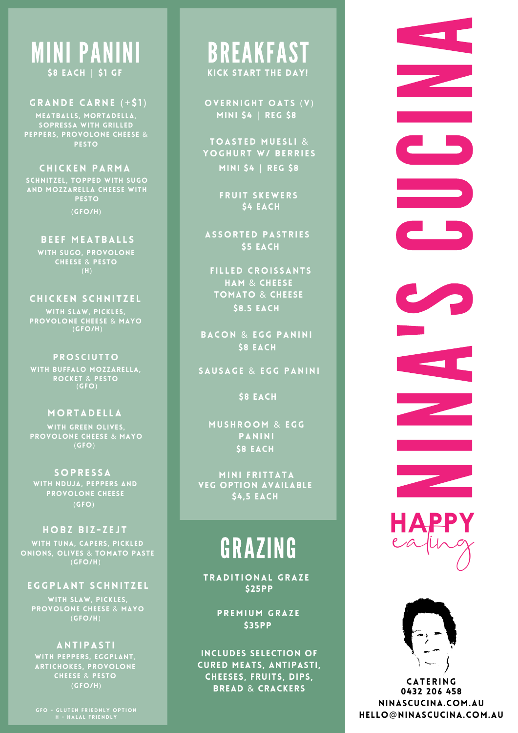# MINI PANINI

**$8 EACH | $1 GF**

### GRANDE CARNE (+$1)
MEATBALLS, MORTADELLA, SOPRESSA WITH GRILLED PEPPERS, PROVOLONE CHEESE & PESTO

### CHICKEN PARMA
SCHNITZEL, TOPPED WITH SUGO AND MOZZARELLA CHEESE WITH PESTO
(GFO/H)

### BEEF MEATBALLS
WITH SUGO, PROVOLONE CHEESE & PESTO
(H)

### CHICKEN SCHNITZEL
WITH SLAW, PICKLES, PROVOLONE CHEESE & MAYO
(GFO/H)

### PROSCIUTTO
WITH BUFFALO MOZZARELLA, ROCKET & PESTO
(GFO)

### MORTADELLA
WITH GREEN OLIVES, PROVOLONE CHEESE & MAYO
(GFO)

### SOPRESSA
WITH NDUJA, PEPPERS AND PROVOLONE CHEESE
(GFO)

### HOBZ BIZ-ZEJT
WITH TUNA, CAPERS, PICKLED ONIONS, OLIVES & TOMATO PASTE
(GFO/H)

### EGGPLANT SCHNITZEL
WITH SLAW, PICKLES, PROVOLONE CHEESE & MAYO
(GFO/H)

### ANTIPASTI
WITH PEPPERS, EGGPLANT, ARTICHOKES, PROVOLONE CHEESE & PESTO
(GFO/H)

GFO - GLUTEN FRIEDNLY OPTION
H - HALAL FRIENDLY

# BREAKFAST

**KICK START THE DAY!**

### OVERNIGHT OATS (V)
MINI $4 | REG $8

### TOASTED MUESLI & YOGHURT W/ BERRIES
MINI $4 | REG $8

### FRUIT SKEWERS
$4 EACH

### ASSORTED PASTRIES
$5 EACH

### FILLED CROISSANTS
HAM & CHEESE
TOMATO & CHEESE
$8.5 EACH

### BACON & EGG PANINI
$8 EACH

### SAUSAGE & EGG PANINI
$8 EACH

### MUSHROOM & EGG PANINI
$8 EACH

### MINI FRITTATA
VEG OPTION AVAILABLE
$4,5 EACH

# GRAZING

### TRADITIONAL GRAZE
$25PP

### PREMIUM GRAZE
$35PP

INCLUDES SELECTION OF CURED MEATS, ANTIPASTI, CHEESES, FRUITS, DIPS, BREAD & CRACKERS

# NINA'S CUCINA

HAPPY *eating*

CATERING
0432 206 458
NINASCUCINA.COM.AU
HELLO@NINASCUCINA.COM.AU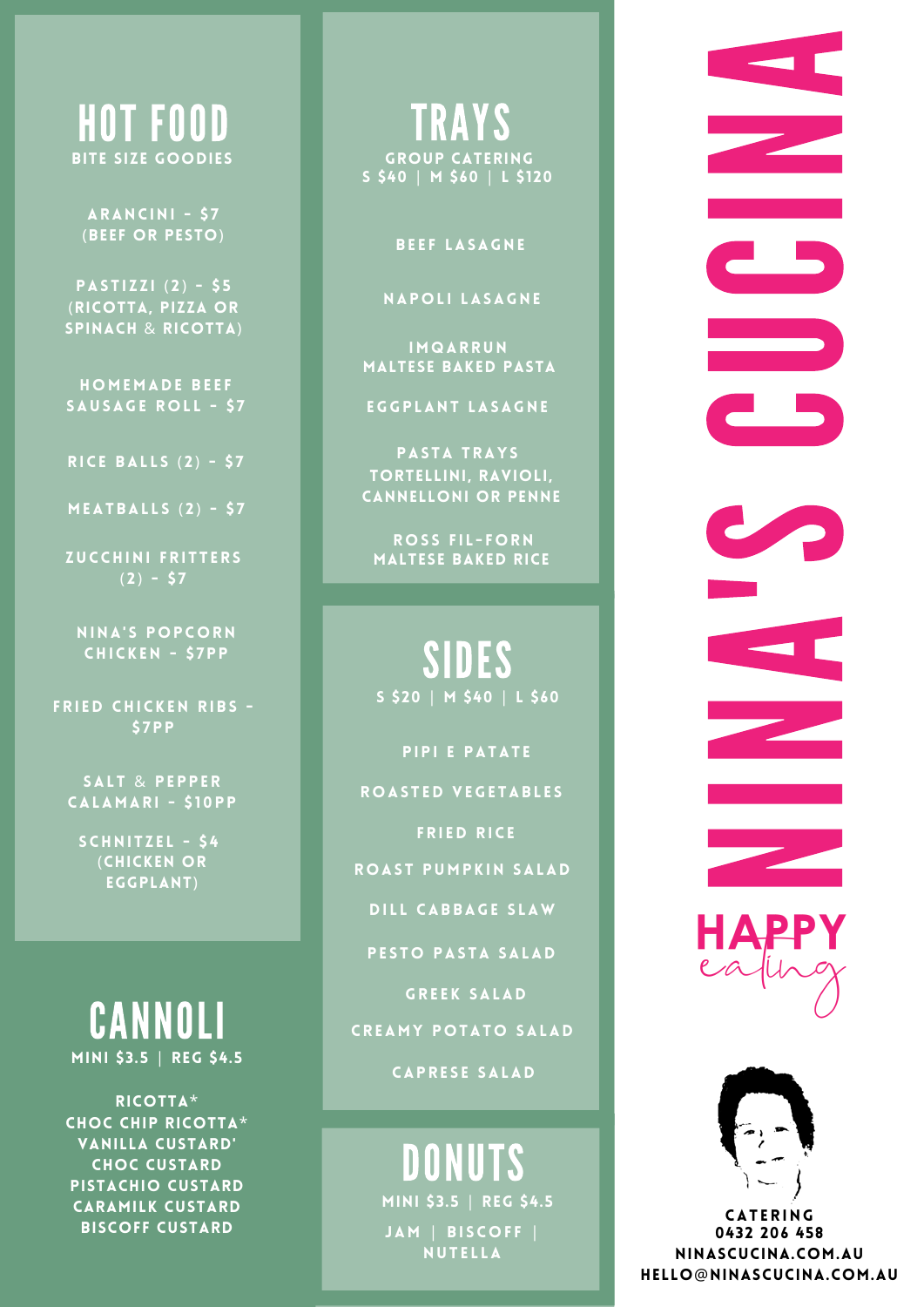# HOT FOOD

**BITE SIZE GOODIES**

ARANCINI - $7
(BEEF OR PESTO)

PASTIZZI (2) - $5
(RICOTTA, PIZZA OR SPINACH & RICOTTA)

HOMEMADE BEEF SAUSAGE ROLL - $7

RICE BALLS (2) - $7

MEATBALLS (2) - $7

ZUCCHINI FRITTERS (2) - $7

NINA'S POPCORN CHICKEN - $7PP

FRIED CHICKEN RIBS - $7PP

SALT & PEPPER CALAMARI - $10PP

SCHNITZEL - $4
(CHICKEN OR EGGPLANT)

# CANNOLI

**MINI $3.5 | REG $4.5**

RICOTTA*
CHOC CHIP RICOTTA*
VANILLA CUSTARD'
CHOC CUSTARD
PISTACHIO CUSTARD
CARAMILK CUSTARD
BISCOFF CUSTARD

# TRAYS

**GROUP CATERING**
**S $40 | M $60 | L $120**

BEEF LASAGNE

NAPOLI LASAGNE

IMQARRUN
MALTESE BAKED PASTA

EGGPLANT LASAGNE

PASTA TRAYS
TORTELLINI, RAVIOLI, CANNELLONI OR PENNE

ROSS FIL-FORN
MALTESE BAKED RICE

# SIDES

**S $20 | M $40 | L $60**

PIPI E PATATE

ROASTED VEGETABLES

FRIED RICE

ROAST PUMPKIN SALAD

DILL CABBAGE SLAW

PESTO PASTA SALAD

GREEK SALAD

CREAMY POTATO SALAD

CAPRESE SALAD

# DONUTS

**MINI $3.5 | REG $4.5**

JAM | BISCOFF | NUTELLA

# NINA'S CUCINA

HAPPY *eating*

CATERING
0432 206 458
NINASCUCINA.COM.AU
HELLO@NINASCUCINA.COM.AU